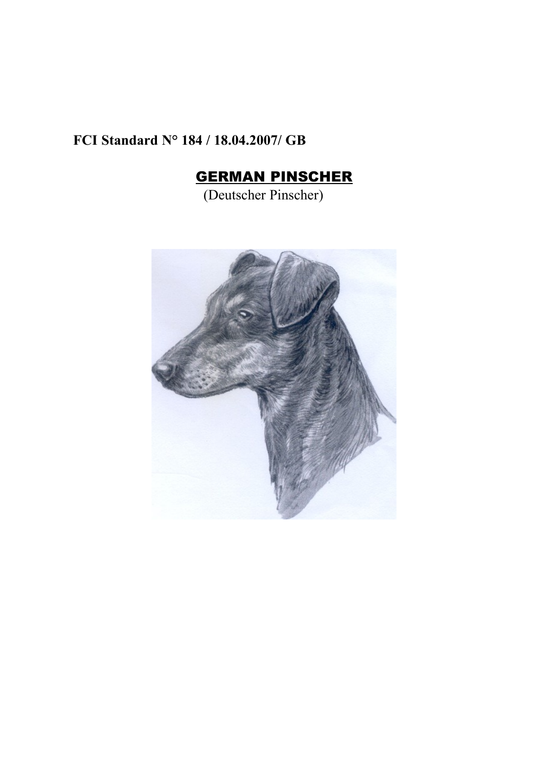**FCI Standard N° 184 / 18.04.2007/ GB**

# GERMAN PINSCHER

(Deutscher Pinscher)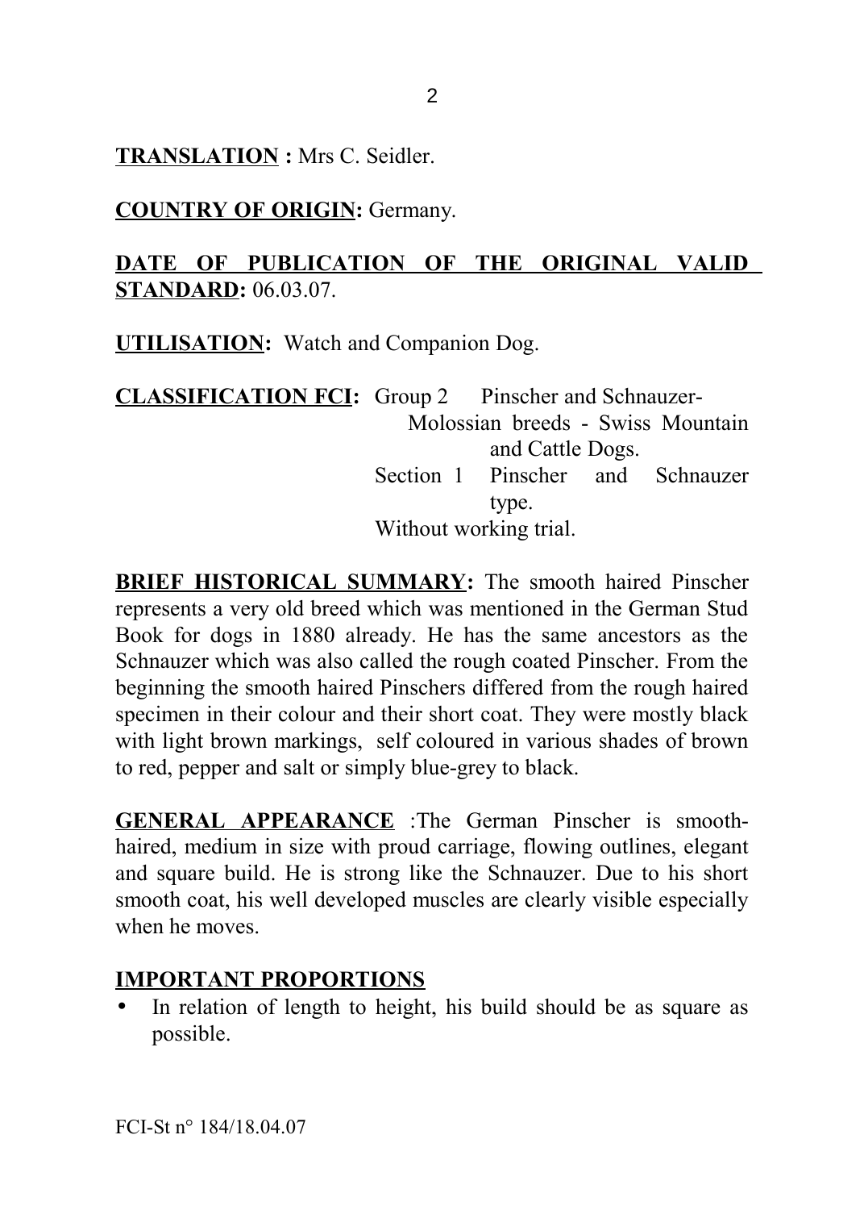**TRANSLATION :** Mrs C. Seidler.

**COUNTRY OF ORIGIN:** Germany.

**DATE OF PUBLICATION OF THE ORIGINAL VALID STANDARD:** 06.03.07.

**UTILISATION:** Watch and Companion Dog.

**CLASSIFICATION FCI:** Group 2 Pinscher and Schnauzer-Molossian breeds - Swiss Mountain and Cattle Dogs.
Section 1 Pinscher and Schnauzer type.
Without working trial.

**BRIEF HISTORICAL SUMMARY:** The smooth haired Pinscher represents a very old breed which was mentioned in the German Stud Book for dogs in 1880 already. He has the same ancestors as the Schnauzer which was also called the rough coated Pinscher. From the beginning the smooth haired Pinschers differed from the rough haired specimen in their colour and their short coat. They were mostly black with light brown markings, self coloured in various shades of brown to red, pepper and salt or simply blue-grey to black.

**GENERAL APPEARANCE** :The German Pinscher is smooth-haired, medium in size with proud carriage, flowing outlines, elegant and square build. He is strong like the Schnauzer. Due to his short smooth coat, his well developed muscles are clearly visible especially when he moves.

**IMPORTANT PROPORTIONS**

- In relation of length to height, his build should be as square as possible.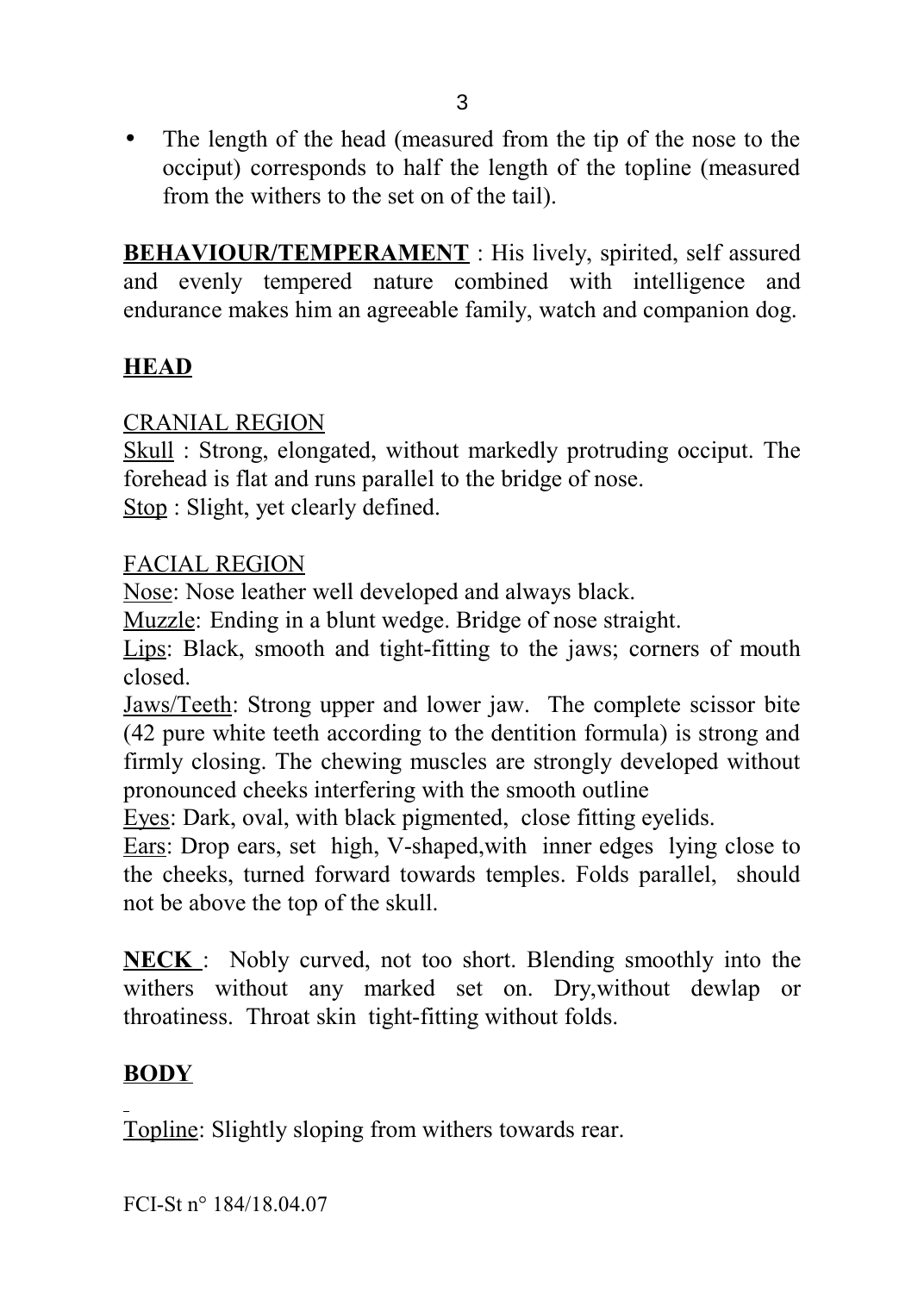- The length of the head (measured from the tip of the nose to the occiput) corresponds to half the length of the topline (measured from the withers to the set on of the tail).

**BEHAVIOUR/TEMPERAMENT** : His lively, spirited, self assured and evenly tempered nature combined with intelligence and endurance makes him an agreeable family, watch and companion dog.

## HEAD

CRANIAL REGION

Skull : Strong, elongated, without markedly protruding occiput. The forehead is flat and runs parallel to the bridge of nose.
Stop : Slight, yet clearly defined.

FACIAL REGION

Nose: Nose leather well developed and always black.
Muzzle: Ending in a blunt wedge. Bridge of nose straight.
Lips: Black, smooth and tight-fitting to the jaws; corners of mouth closed.
Jaws/Teeth: Strong upper and lower jaw. The complete scissor bite (42 pure white teeth according to the dentition formula) is strong and firmly closing. The chewing muscles are strongly developed without pronounced cheeks interfering with the smooth outline
Eyes: Dark, oval, with black pigmented, close fitting eyelids.
Ears: Drop ears, set high, V-shaped,with inner edges lying close to the cheeks, turned forward towards temples. Folds parallel, should not be above the top of the skull.

**NECK** : Nobly curved, not too short. Blending smoothly into the withers without any marked set on. Dry,without dewlap or throatiness. Throat skin tight-fitting without folds.

## BODY

Topline: Slightly sloping from withers towards rear.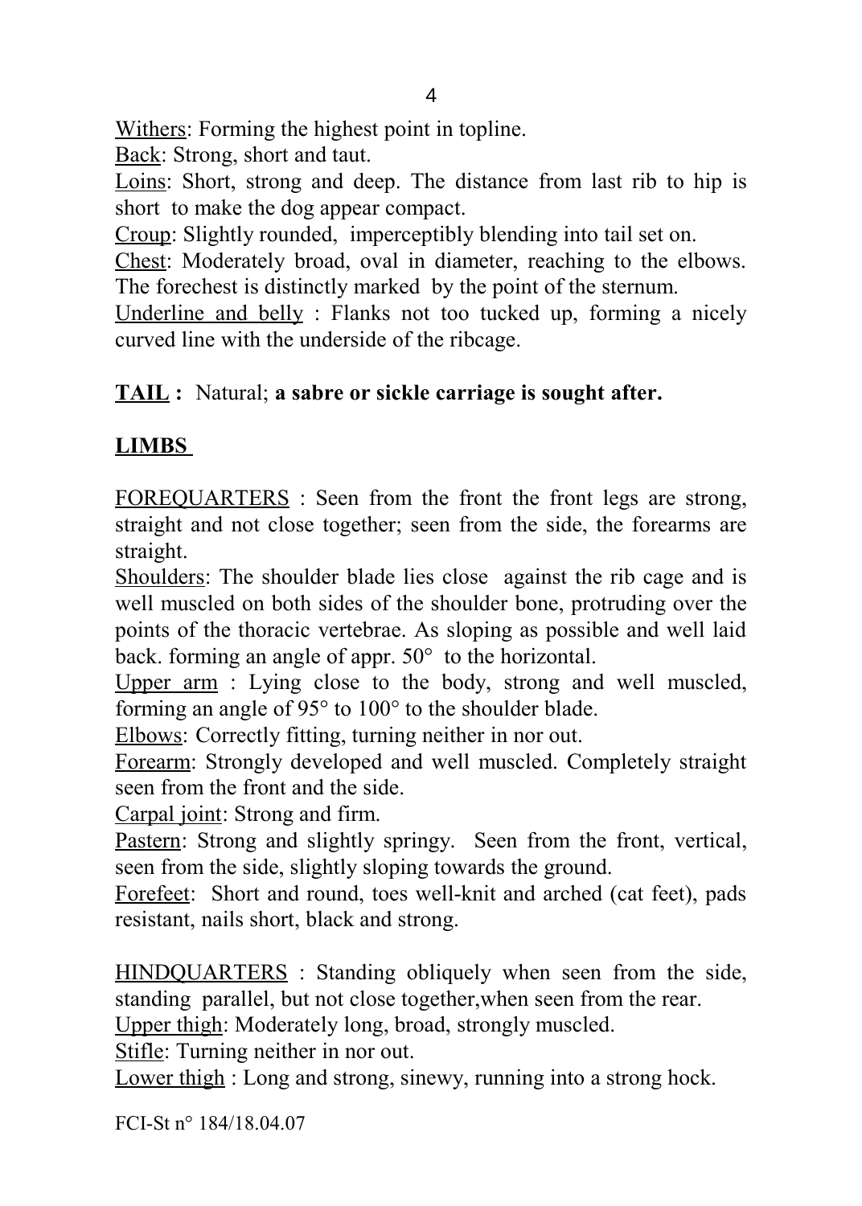Withers: Forming the highest point in topline.

Back: Strong, short and taut.

Loins: Short, strong and deep. The distance from last rib to hip is short to make the dog appear compact.

Croup: Slightly rounded, imperceptibly blending into tail set on.

Chest: Moderately broad, oval in diameter, reaching to the elbows. The forechest is distinctly marked by the point of the sternum.

Underline and belly : Flanks not too tucked up, forming a nicely curved line with the underside of the ribcage.

**TAIL :** Natural; **a sabre or sickle carriage is sought after.**

## LIMBS

FOREQUARTERS : Seen from the front the front legs are strong, straight and not close together; seen from the side, the forearms are straight.

Shoulders: The shoulder blade lies close against the rib cage and is well muscled on both sides of the shoulder bone, protruding over the points of the thoracic vertebrae. As sloping as possible and well laid back. forming an angle of appr. 50° to the horizontal.

Upper arm : Lying close to the body, strong and well muscled, forming an angle of 95° to 100° to the shoulder blade.

Elbows: Correctly fitting, turning neither in nor out.

Forearm: Strongly developed and well muscled. Completely straight seen from the front and the side.

Carpal joint: Strong and firm.

Pastern: Strong and slightly springy. Seen from the front, vertical, seen from the side, slightly sloping towards the ground.

Forefeet: Short and round, toes well-knit and arched (cat feet), pads resistant, nails short, black and strong.

HINDQUARTERS : Standing obliquely when seen from the side, standing parallel, but not close together,when seen from the rear.

Upper thigh: Moderately long, broad, strongly muscled.

Stifle: Turning neither in nor out.

Lower thigh : Long and strong, sinewy, running into a strong hock.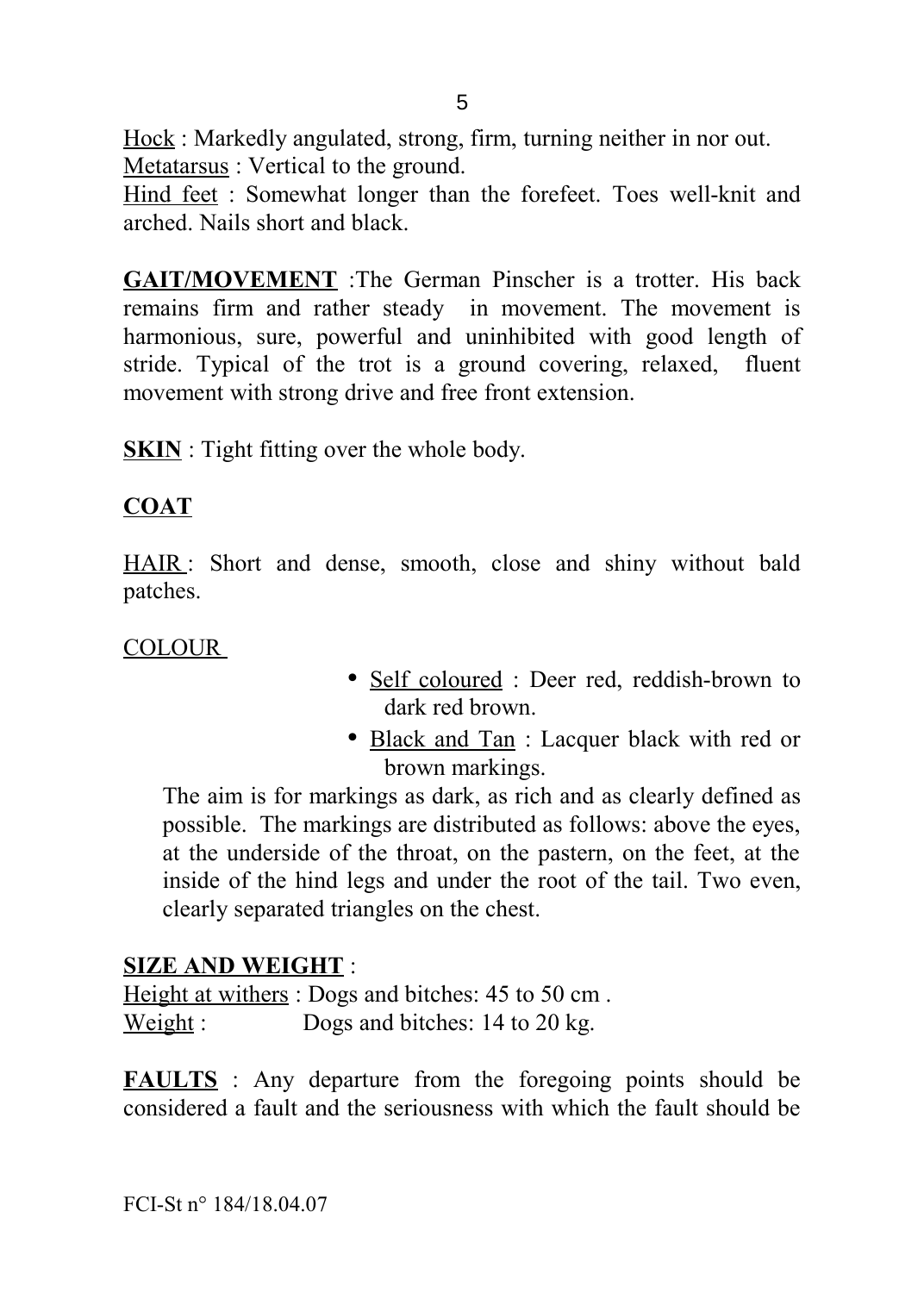Hock : Markedly angulated, strong, firm, turning neither in nor out.
Metatarsus : Vertical to the ground.
Hind feet : Somewhat longer than the forefeet. Toes well-knit and arched. Nails short and black.

**GAIT/MOVEMENT** :The German Pinscher is a trotter. His back remains firm and rather steady in movement. The movement is harmonious, sure, powerful and uninhibited with good length of stride. Typical of the trot is a ground covering, relaxed, fluent movement with strong drive and free front extension.

**SKIN** : Tight fitting over the whole body.

**COAT**

HAIR : Short and dense, smooth, close and shiny without bald patches.

COLOUR

- Self coloured : Deer red, reddish-brown to dark red brown.
- Black and Tan : Lacquer black with red or brown markings.

The aim is for markings as dark, as rich and as clearly defined as possible. The markings are distributed as follows: above the eyes, at the underside of the throat, on the pastern, on the feet, at the inside of the hind legs and under the root of the tail. Two even, clearly separated triangles on the chest.

**SIZE AND WEIGHT** :
Height at withers : Dogs and bitches: 45 to 50 cm .
Weight : Dogs and bitches: 14 to 20 kg.

**FAULTS** : Any departure from the foregoing points should be considered a fault and the seriousness with which the fault should be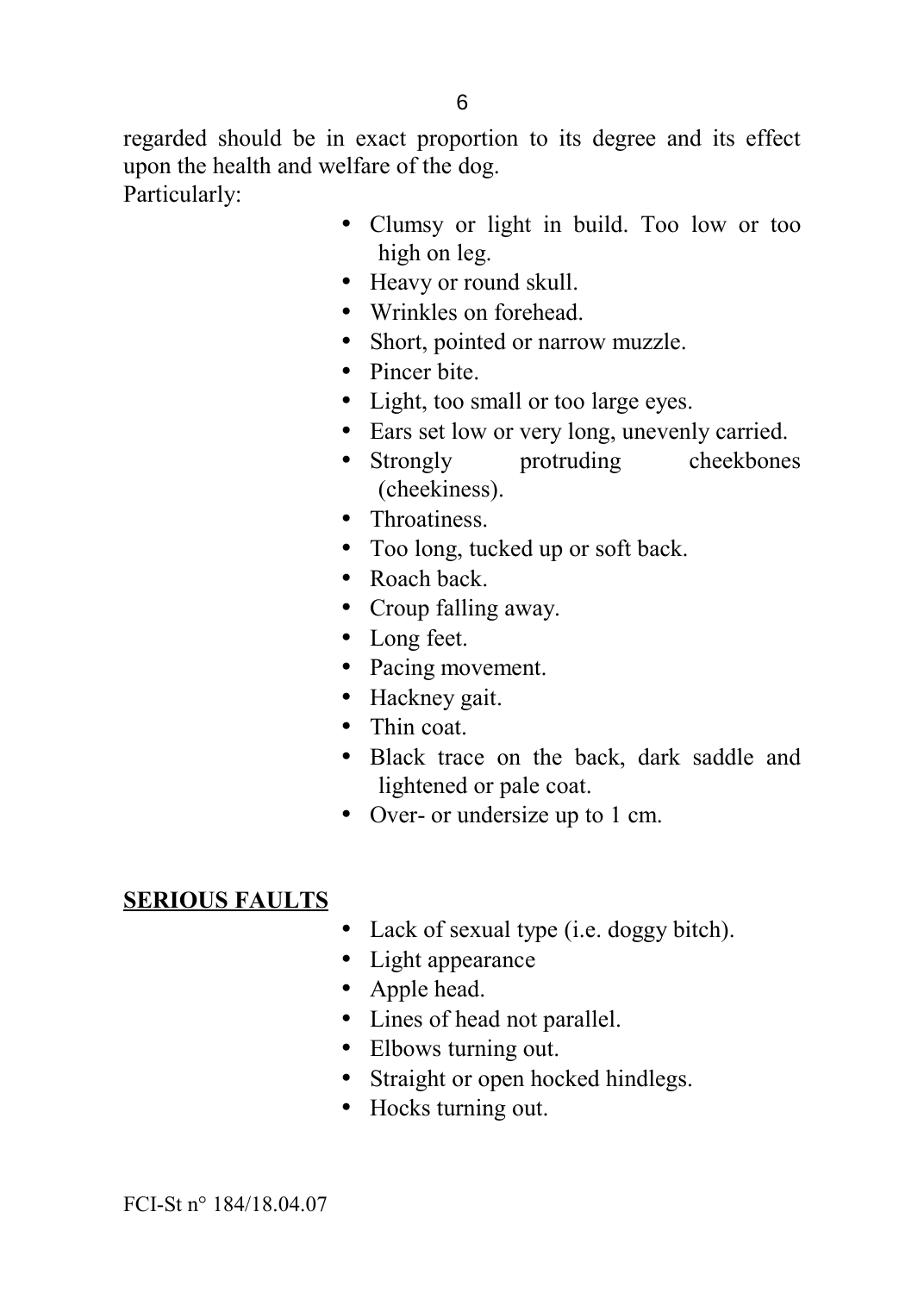regarded should be in exact proportion to its degree and its effect upon the health and welfare of the dog.
Particularly:

- Clumsy or light in build. Too low or too high on leg.
- Heavy or round skull.
- Wrinkles on forehead.
- Short, pointed or narrow muzzle.
- Pincer bite.
- Light, too small or too large eyes.
- Ears set low or very long, unevenly carried.
- Strongly protruding cheekbones (cheekiness).
- Throatiness.
- Too long, tucked up or soft back.
- Roach back.
- Croup falling away.
- Long feet.
- Pacing movement.
- Hackney gait.
- Thin coat.
- Black trace on the back, dark saddle and lightened or pale coat.
- Over- or undersize up to 1 cm.

**SERIOUS FAULTS**

- Lack of sexual type (i.e. doggy bitch).
- Light appearance
- Apple head.
- Lines of head not parallel.
- Elbows turning out.
- Straight or open hocked hindlegs.
- Hocks turning out.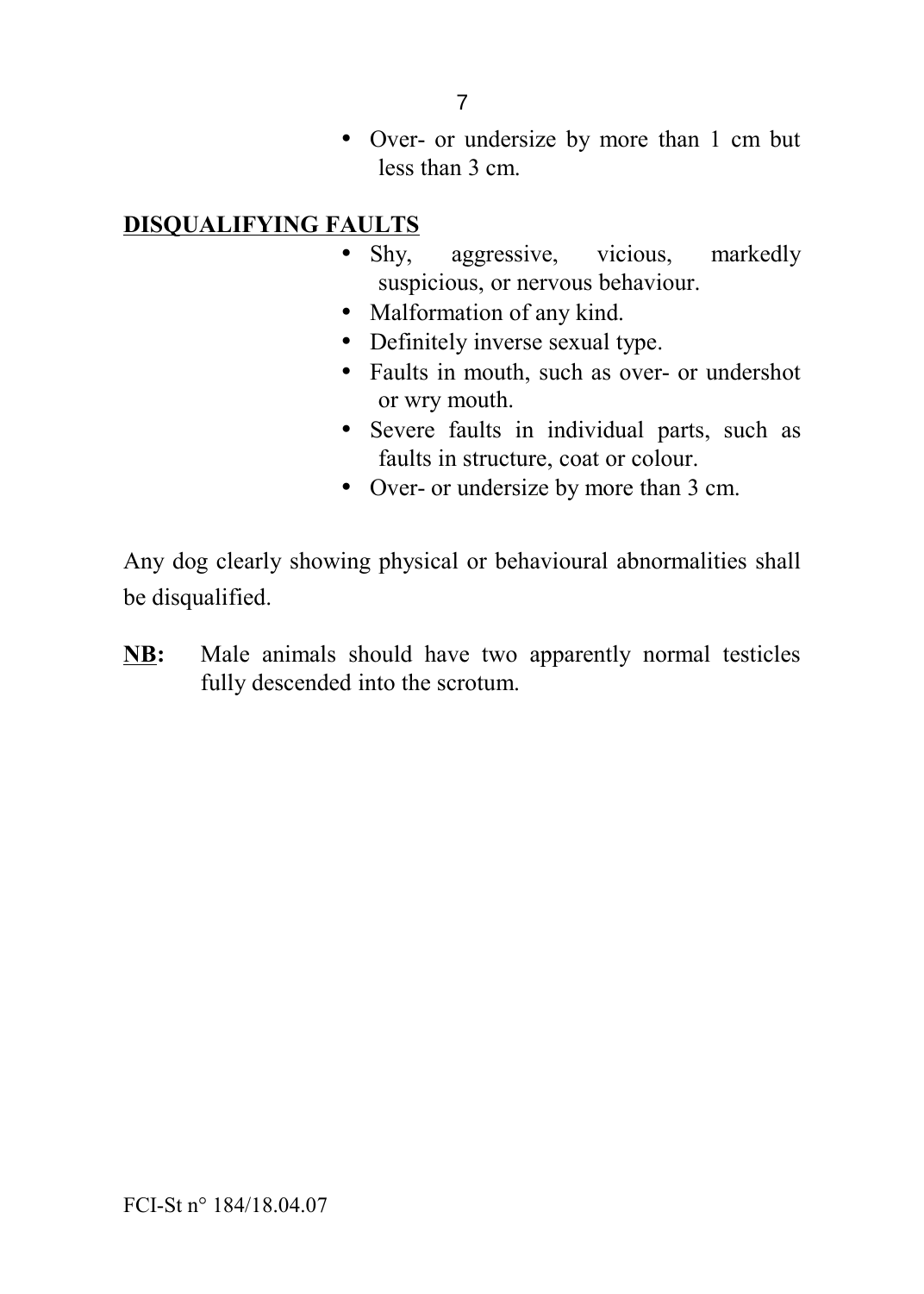- Over- or undersize by more than 1 cm but less than 3 cm.

**DISQUALIFYING FAULTS**

- Shy, aggressive, vicious, markedly suspicious, or nervous behaviour.
- Malformation of any kind.
- Definitely inverse sexual type.
- Faults in mouth, such as over- or undershot or wry mouth.
- Severe faults in individual parts, such as faults in structure, coat or colour.
- Over- or undersize by more than 3 cm.

Any dog clearly showing physical or behavioural abnormalities shall be disqualified.

**NB:** Male animals should have two apparently normal testicles fully descended into the scrotum.